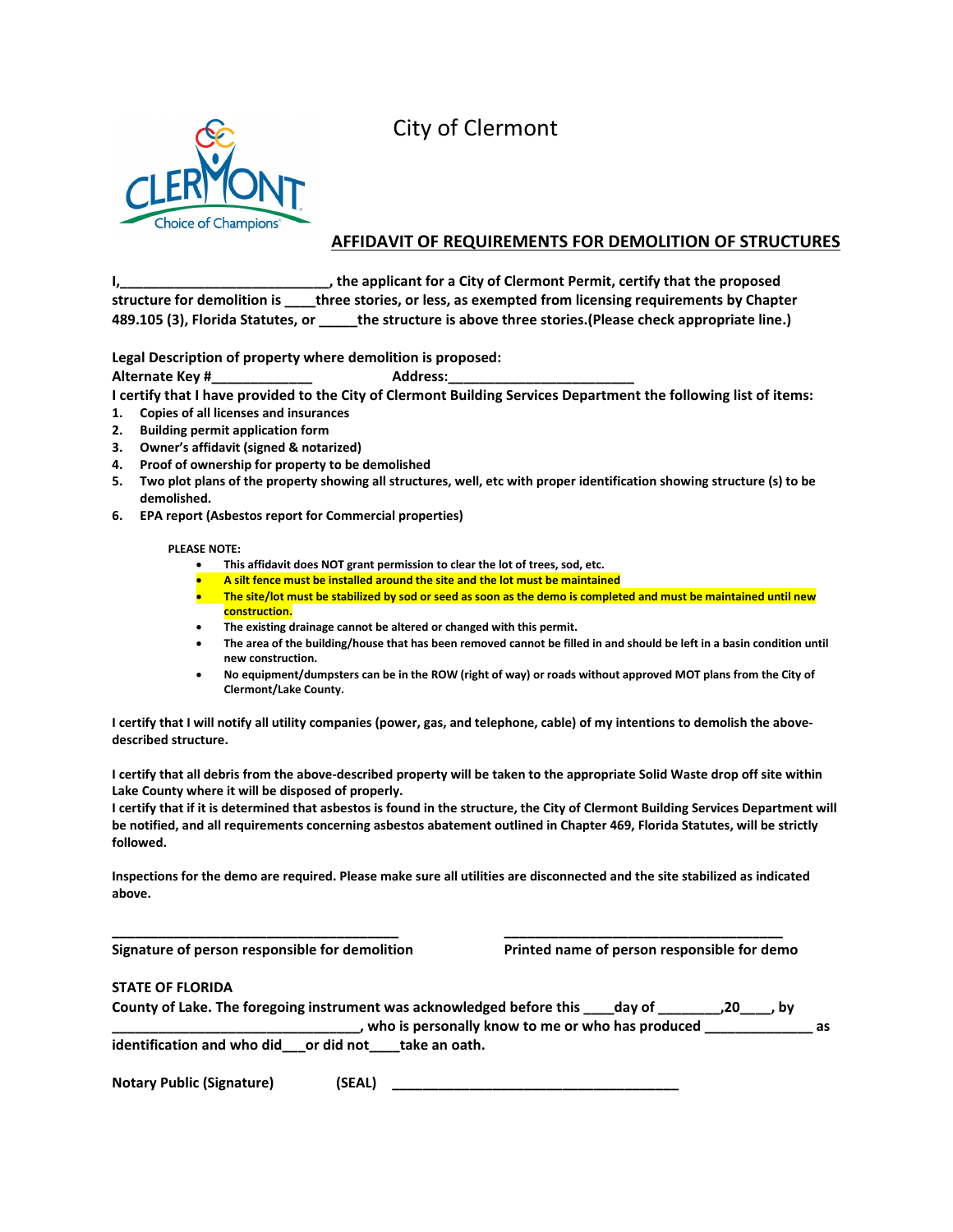# City of Clermont

## AFFIDAVIT OF REQUIREMENTS FOR DEMOLITION OF STRUCTURES

**I,___________________________, the applicant for a City of Clermont Permit, certify that the proposed structure for demolition is ____three stories, or less, as exempted from licensing requirements by Chapter 489.105 (3), Florida Statutes, or _____the structure is above three stories.(Please check appropriate line.)**

**Legal Description of property where demolition is proposed:**

**Alternate Key #_____________ Address:_______________________**

**I certify that I have provided to the City of Clermont Building Services Department the following list of items:**

1. **Copies of all licenses and insurances**
2. **Building permit application form**
3. **Owner's affidavit (signed & notarized)**
4. **Proof of ownership for property to be demolished**
5. **Two plot plans of the property showing all structures, well, etc with proper identification showing structure (s) to be demolished.**
6. **EPA report (Asbestos report for Commercial properties)**

**PLEASE NOTE:**

- **This affidavit does NOT grant permission to clear the lot of trees, sod, etc.**
- **A silt fence must be installed around the site and the lot must be maintained**
- **The site/lot must be stabilized by sod or seed as soon as the demo is completed and must be maintained until new construction.**
- **The existing drainage cannot be altered or changed with this permit.**
- **The area of the building/house that has been removed cannot be filled in and should be left in a basin condition until new construction.**
- **No equipment/dumpsters can be in the ROW (right of way) or roads without approved MOT plans from the City of Clermont/Lake County.**

**I certify that I will notify all utility companies (power, gas, and telephone, cable) of my intentions to demolish the above-described structure.**

**I certify that all debris from the above-described property will be taken to the appropriate Solid Waste drop off site within Lake County where it will be disposed of properly.**

**I certify that if it is determined that asbestos is found in the structure, the City of Clermont Building Services Department will be notified, and all requirements concerning asbestos abatement outlined in Chapter 469, Florida Statutes, will be strictly followed.**

**Inspections for the demo are required. Please make sure all utilities are disconnected and the site stabilized as indicated above.**

**_____________________________________ _____________________________________**

**Signature of person responsible for demolition Printed name of person responsible for demo**

**STATE OF FLORIDA**

**County of Lake. The foregoing instrument was acknowledged before this ____day of ________,20____, by ________________________________, who is personally know to me or who has produced ______________ as identification and who did___or did not____take an oath.**

**Notary Public (Signature) (SEAL) _____________________________________**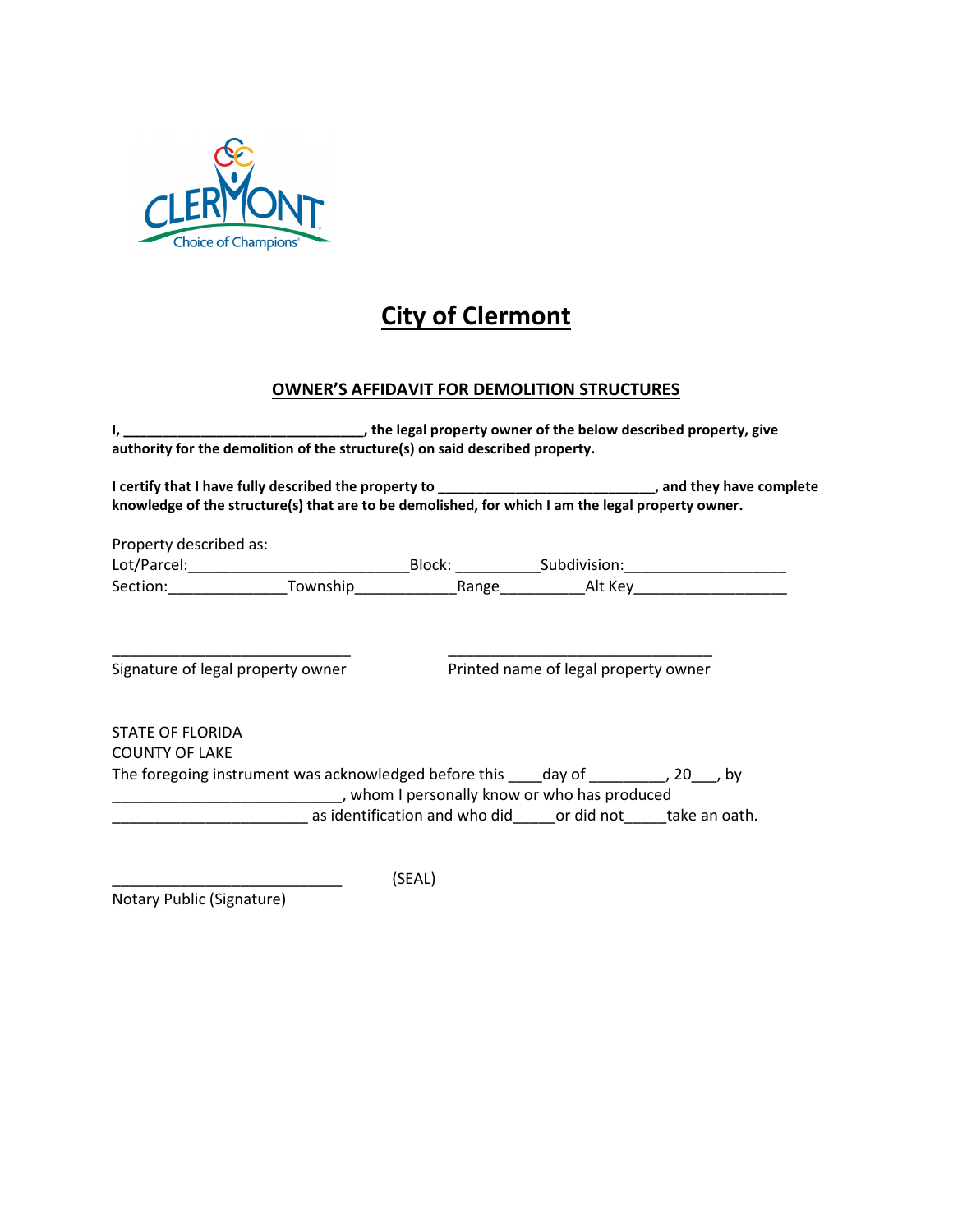# City of Clermont

## OWNER'S AFFIDAVIT FOR DEMOLITION STRUCTURES

**I, ______________________________, the legal property owner of the below described property, give authority for the demolition of the structure(s) on said described property.**

**I certify that I have fully described the property to ___________________________, and they have complete knowledge of the structure(s) that are to be demolished, for which I am the legal property owner.**

Property described as:
Lot/Parcel:_________________________Block: __________Subdivision:___________________
Section:______________Township____________Range__________Alt Key__________________

_____________________________ &nbsp;&nbsp;&nbsp;&nbsp;&nbsp;&nbsp; _________________________________
Signature of legal property owner &nbsp;&nbsp;&nbsp;&nbsp;&nbsp;&nbsp; Printed name of legal property owner

STATE OF FLORIDA
COUNTY OF LAKE
The foregoing instrument was acknowledged before this ____day of _________, 20___, by ___________________________, whom I personally know or who has produced ________________________ as identification and who did_____or did not_____take an oath.

____________________________ &nbsp;&nbsp;&nbsp;&nbsp;&nbsp;&nbsp; (SEAL)
Notary Public (Signature)